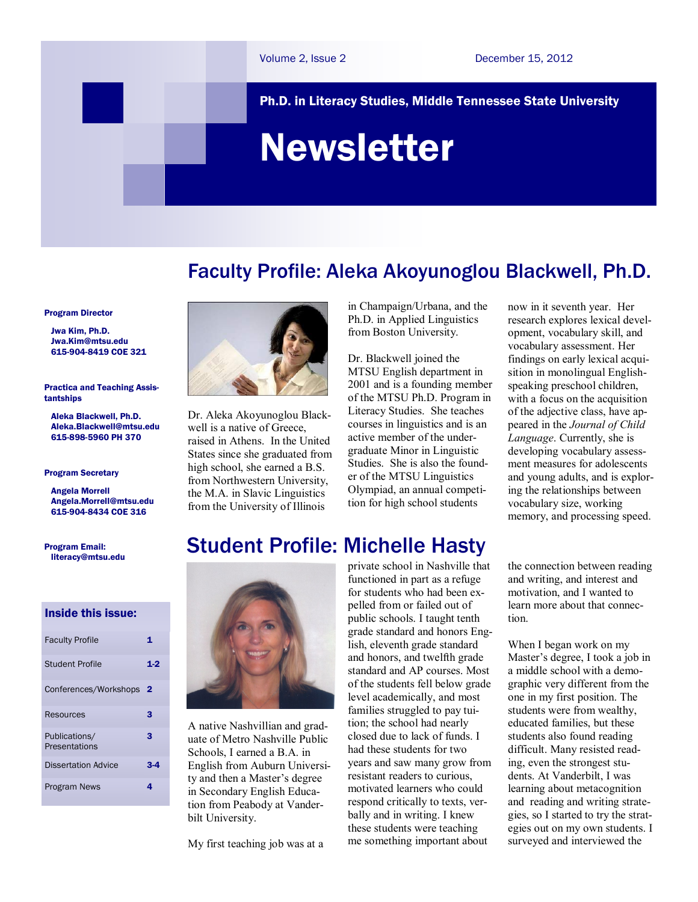# Ph.D. in Literacy Studies, Middle Tennessee State University

# Newsletter

Volume 2, Issue 2 — December 15, 2012

**Program Director**

**Jwa Kim, Ph.D.**
**Jwa.Kim@mtsu.edu**
**615-904-8419 COE 321**

**Practica and Teaching Assistantships**

**Aleka Blackwell, Ph.D.**
**Aleka.Blackwell@mtsu.edu**
**615-898-5960 PH 370**

**Program Secretary**

**Angela Morrell**
**Angela.Morrell@mtsu.edu**
**615-904-8434 COE 316**

**Program Email:**
**literacy@mtsu.edu**

### Inside this issue:

| | |
|---|---|
| Faculty Profile | 1 |
| Student Profile | 1-2 |
| Conferences/Workshops | 2 |
| Resources | 3 |
| Publications/ Presentations | 3 |
| Dissertation Advice | 3-4 |
| Program News | 4 |

## Faculty Profile: Aleka Akoyunoglou Blackwell, Ph.D.

Dr. Aleka Akoyunoglou Blackwell is a native of Greece, raised in Athens. In the United States since she graduated from high school, she earned a B.S. from Northwestern University, the M.A. in Slavic Linguistics from the University of Illinois in Champaign/Urbana, and the Ph.D. in Applied Linguistics from Boston University.

Dr. Blackwell joined the MTSU English department in 2001 and is a founding member of the MTSU Ph.D. Program in Literacy Studies. She teaches courses in linguistics and is an active member of the undergraduate Minor in Linguistic Studies. She is also the founder of the MTSU Linguistics Olympiad, an annual competition for high school students now in it seventh year. Her research explores lexical development, vocabulary skill, and vocabulary assessment. Her findings on early lexical acquisition in monolingual English-speaking preschool children, with a focus on the acquisition of the adjective class, have appeared in the *Journal of Child Language*. Currently, she is developing vocabulary assessment measures for adolescents and young adults, and is exploring the relationships between vocabulary size, working memory, and processing speed.

## Student Profile: Michelle Hasty

A native Nashvillian and graduate of Metro Nashville Public Schools, I earned a B.A. in English from Auburn University and then a Master's degree in Secondary English Education from Peabody at Vanderbilt University.

My first teaching job was at a private school in Nashville that functioned in part as a refuge for students who had been expelled from or failed out of public schools. I taught tenth grade standard and honors English, eleventh grade standard and honors, and twelfth grade standard and AP courses. Most of the students fell below grade level academically, and most families struggled to pay tuition; the school had nearly closed due to lack of funds. I had these students for two years and saw many grow from resistant readers to curious, motivated learners who could respond critically to texts, verbally and in writing. I knew these students were teaching me something important about the connection between reading and writing, and interest and motivation, and I wanted to learn more about that connection.

When I began work on my Master's degree, I took a job in a middle school with a demographic very different from the one in my first position. The students were from wealthy, educated families, but these students also found reading difficult. Many resisted reading, even the strongest students. At Vanderbilt, I was learning about metacognition and reading and writing strategies, so I started to try the strategies out on my own students. I surveyed and interviewed the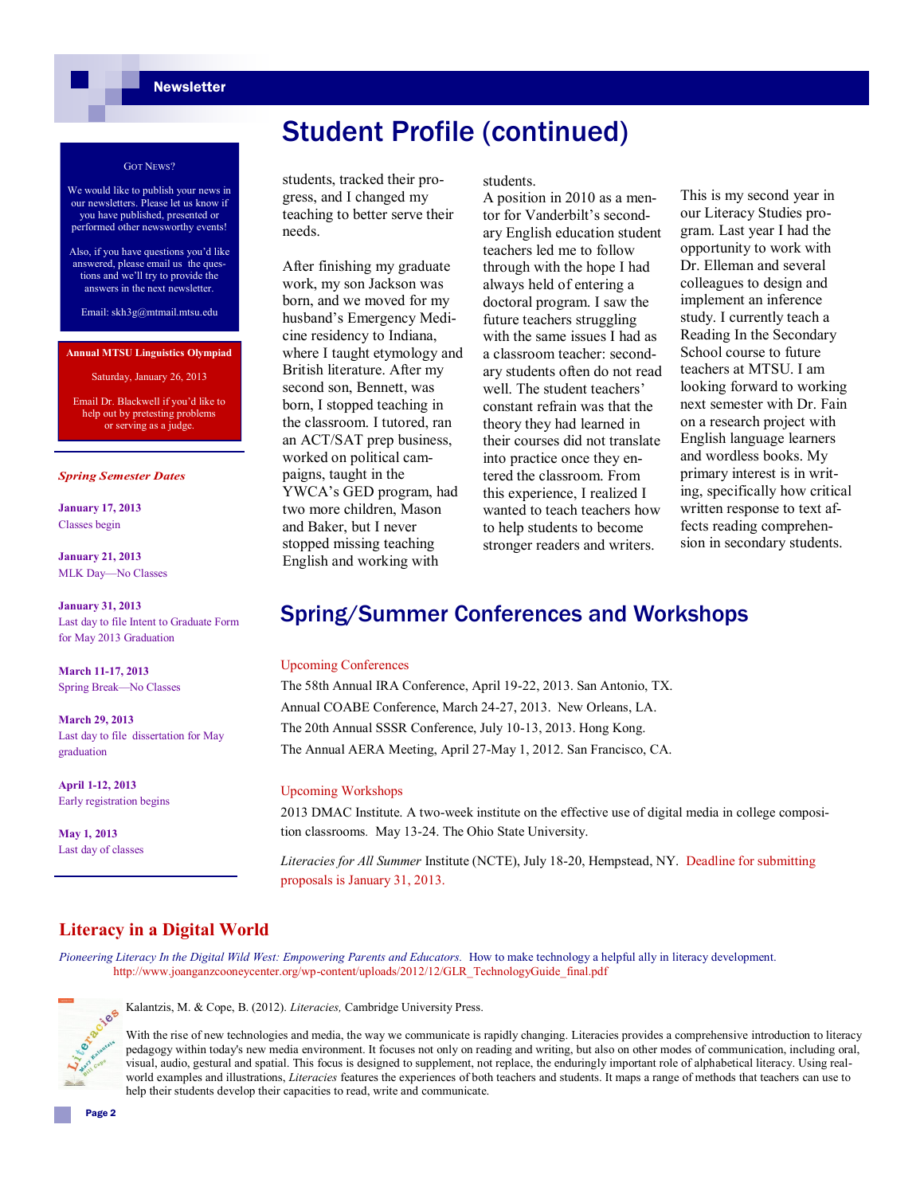## Got News?

We would like to publish your news in our newsletters. Please let us know if you have published, presented or performed other newsworthy events!

Also, if you have questions you'd like answered, please email us the questions and we'll try to provide the answers in the next newsletter.

Email: skh3g@mtmail.mtsu.edu

**Annual MTSU Linguistics Olympiad**

Saturday, January 26, 2013

Email Dr. Blackwell if you'd like to help out by pretesting problems or serving as a judge.

***Spring Semester Dates***

**January 17, 2013**
Classes begin

**January 21, 2013**
MLK Day—No Classes

**January 31, 2013**
Last day to file Intent to Graduate Form for May 2013 Graduation

**March 11-17, 2013**
Spring Break—No Classes

**March 29, 2013**
Last day to file dissertation for May graduation

**April 1-12, 2013**
Early registration begins

**May 1, 2013**
Last day of classes

# Student Profile (continued)

students, tracked their progress, and I changed my teaching to better serve their needs.

After finishing my graduate work, my son Jackson was born, and we moved for my husband's Emergency Medicine residency to Indiana, where I taught etymology and British literature. After my second son, Bennett, was born, I stopped teaching in the classroom. I tutored, ran an ACT/SAT prep business, worked on political campaigns, taught in the YWCA's GED program, had two more children, Mason and Baker, but I never stopped missing teaching English and working with students.

A position in 2010 as a mentor for Vanderbilt's secondary English education student teachers led me to follow through with the hope I had always held of entering a doctoral program. I saw the future teachers struggling with the same issues I had as a classroom teacher: secondary students often do not read well. The student teachers' constant refrain was that the theory they had learned in their courses did not translate into practice once they entered the classroom. From this experience, I realized I wanted to teach teachers how to help students to become stronger readers and writers.

This is my second year in our Literacy Studies program. Last year I had the opportunity to work with Dr. Elleman and several colleagues to design and implement an inference study. I currently teach a Reading In the Secondary School course to future teachers at MTSU. I am looking forward to working next semester with Dr. Fain on a research project with English language learners and wordless books. My primary interest is in writing, specifically how critical written response to text affects reading comprehension in secondary students.

# Spring/Summer Conferences and Workshops

Upcoming Conferences

The 58th Annual IRA Conference, April 19-22, 2013. San Antonio, TX.

Annual COABE Conference, March 24-27, 2013. New Orleans, LA.

The 20th Annual SSSR Conference, July 10-13, 2013. Hong Kong.

The Annual AERA Meeting, April 27-May 1, 2012. San Francisco, CA.

Upcoming Workshops

2013 DMAC Institute. A two-week institute on the effective use of digital media in college composition classrooms. May 13-24. The Ohio State University.

*Literacies for All Summer* Institute (NCTE), July 18-20, Hempstead, NY. Deadline for submitting proposals is January 31, 2013.

## Literacy in a Digital World

*Pioneering Literacy In the Digital Wild West: Empowering Parents and Educators.* How to make technology a helpful ally in literacy development. http://www.joanganzcooneycenter.org/wp-content/uploads/2012/12/GLR_TechnologyGuide_final.pdf

Kalantzis, M. & Cope, B. (2012). *Literacies,* Cambridge University Press.

With the rise of new technologies and media, the way we communicate is rapidly changing. Literacies provides a comprehensive introduction to literacy pedagogy within today's new media environment. It focuses not only on reading and writing, but also on other modes of communication, including oral, visual, audio, gestural and spatial. This focus is designed to supplement, not replace, the enduringly important role of alphabetical literacy. Using real-world examples and illustrations, *Literacies* features the experiences of both teachers and students. It maps a range of methods that teachers can use to help their students develop their capacities to read, write and communicate.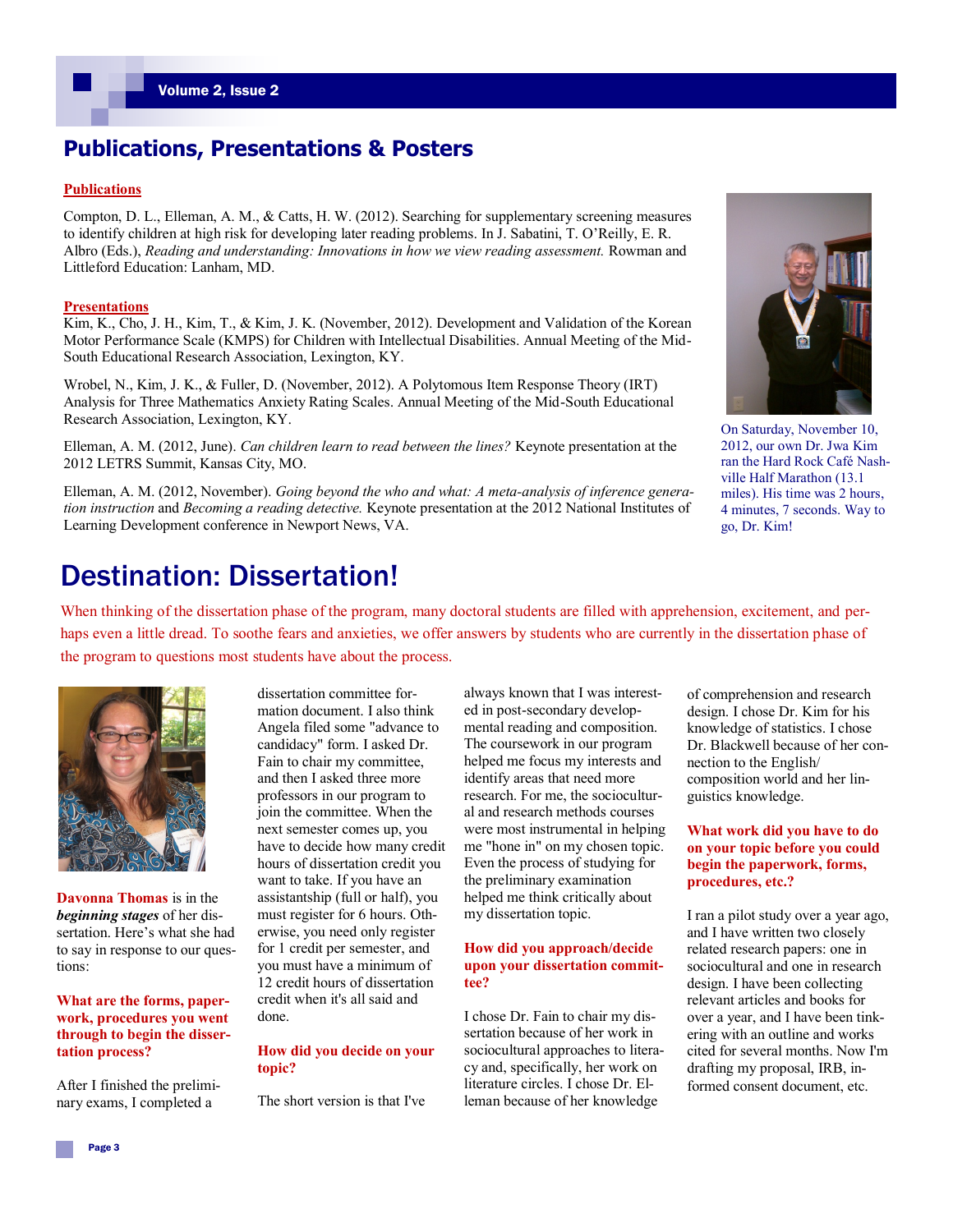## Publications, Presentations & Posters

**Publications**

Compton, D. L., Elleman, A. M., & Catts, H. W. (2012). Searching for supplementary screening measures to identify children at high risk for developing later reading problems. In J. Sabatini, T. O'Reilly, E. R. Albro (Eds.), *Reading and understanding: Innovations in how we view reading assessment.* Rowman and Littleford Education: Lanham, MD.

**Presentations**

Kim, K., Cho, J. H., Kim, T., & Kim, J. K. (November, 2012). Development and Validation of the Korean Motor Performance Scale (KMPS) for Children with Intellectual Disabilities. Annual Meeting of the Mid-South Educational Research Association, Lexington, KY.

Wrobel, N., Kim, J. K., & Fuller, D. (November, 2012). A Polytomous Item Response Theory (IRT) Analysis for Three Mathematics Anxiety Rating Scales. Annual Meeting of the Mid-South Educational Research Association, Lexington, KY.

Elleman, A. M. (2012, June). *Can children learn to read between the lines?* Keynote presentation at the 2012 LETRS Summit, Kansas City, MO.

Elleman, A. M. (2012, November). *Going beyond the who and what: A meta-analysis of inference generation instruction* and *Becoming a reading detective.* Keynote presentation at the 2012 National Institutes of Learning Development conference in Newport News, VA.

On Saturday, November 10, 2012, our own Dr. Jwa Kim ran the Hard Rock Café Nashville Half Marathon (13.1 miles). His time was 2 hours, 4 minutes, 7 seconds. Way to go, Dr. Kim!

# Destination: Dissertation!

When thinking of the dissertation phase of the program, many doctoral students are filled with apprehension, excitement, and perhaps even a little dread. To soothe fears and anxieties, we offer answers by students who are currently in the dissertation phase of the program to questions most students have about the process.

**Davonna Thomas** is in the ***beginning stages*** of her dissertation. Here's what she had to say in response to our questions:

**What are the forms, paperwork, procedures you went through to begin the dissertation process?**

After I finished the preliminary exams, I completed a dissertation committee formation document. I also think Angela filed some "advance to candidacy" form. I asked Dr. Fain to chair my committee, and then I asked three more professors in our program to join the committee. When the next semester comes up, you have to decide how many credit hours of dissertation credit you want to take. If you have an assistantship (full or half), you must register for 6 hours. Otherwise, you need only register for 1 credit per semester, and you must have a minimum of 12 credit hours of dissertation credit when it's all said and done.

**How did you decide on your topic?**

The short version is that I've always known that I was interested in post-secondary developmental reading and composition. The coursework in our program helped me focus my interests and identify areas that need more research. For me, the sociocultural and research methods courses were most instrumental in helping me "hone in" on my chosen topic. Even the process of studying for the preliminary examination helped me think critically about my dissertation topic.

**How did you approach/decide upon your dissertation committee?**

I chose Dr. Fain to chair my dissertation because of her work in sociocultural approaches to literacy and, specifically, her work on literature circles. I chose Dr. Elleman because of her knowledge of comprehension and research design. I chose Dr. Kim for his knowledge of statistics. I chose Dr. Blackwell because of her connection to the English/composition world and her linguistics knowledge.

**What work did you have to do on your topic before you could begin the paperwork, forms, procedures, etc.?**

I ran a pilot study over a year ago, and I have written two closely related research papers: one in sociocultural and one in research design. I have been collecting relevant articles and books for over a year, and I have been tinkering with an outline and works cited for several months. Now I'm drafting my proposal, IRB, informed consent document, etc.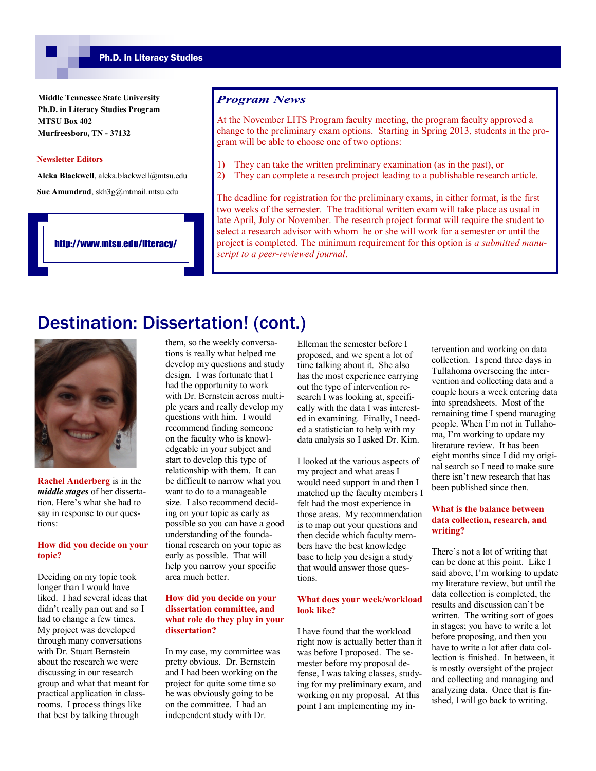Ph.D. in Literacy Studies

**Middle Tennessee State University**
**Ph.D. in Literacy Studies Program**
**MTSU Box 402**
**Murfreesboro, TN - 37132**

**Newsletter Editors**

**Aleka Blackwell**, aleka.blackwell@mtsu.edu

**Sue Amundrud**, skh3g@mtmail.mtsu.edu

**http://www.mtsu.edu/literacy/**

## *Program News*

At the November LITS Program faculty meeting, the program faculty approved a change to the preliminary exam options. Starting in Spring 2013, students in the program will be able to choose one of two options:

1) They can take the written preliminary examination (as in the past), or
2) They can complete a research project leading to a publishable research article.

The deadline for registration for the preliminary exams, in either format, is the first two weeks of the semester. The traditional written exam will take place as usual in late April, July or November. The research project format will require the student to select a research advisor with whom he or she will work for a semester or until the project is completed. The minimum requirement for this option is *a submitted manuscript to a peer-reviewed journal.*

# Destination: Dissertation! (cont.)

**Rachel Anderberg** is in the ***middle stages*** of her dissertation. Here's what she had to say in response to our questions:

### How did you decide on your topic?

Deciding on my topic took longer than I would have liked. I had several ideas that didn't really pan out and so I had to change a few times. My project was developed through many conversations with Dr. Stuart Bernstein about the research we were discussing in our research group and what that meant for practical application in classrooms. I process things like that best by talking through them, so the weekly conversations is really what helped me develop my questions and study design. I was fortunate that I had the opportunity to work with Dr. Bernstein across multiple years and really develop my questions with him. I would recommend finding someone on the faculty who is knowledgeable in your subject and start to develop this type of relationship with them. It can be difficult to narrow what you want to do to a manageable size. I also recommend deciding on your topic as early as possible so you can have a good understanding of the foundational research on your topic as early as possible. That will help you narrow your specific area much better.

### How did you decide on your dissertation committee, and what role do they play in your dissertation?

In my case, my committee was pretty obvious. Dr. Bernstein and I had been working on the project for quite some time so he was obviously going to be on the committee. I had an independent study with Dr. Elleman the semester before I proposed, and we spent a lot of time talking about it. She also has the most experience carrying out the type of intervention research I was looking at, specifically with the data I was interested in examining. Finally, I needed a statistician to help with my data analysis so I asked Dr. Kim.

I looked at the various aspects of my project and what areas I would need support in and then I matched up the faculty members I felt had the most experience in those areas. My recommendation is to map out your questions and then decide which faculty members have the best knowledge base to help you design a study that would answer those questions.

### What does your week/workload look like?

I have found that the workload right now is actually better than it was before I proposed. The semester before my proposal defense, I was taking classes, studying for my preliminary exam, and working on my proposal. At this point I am implementing my intervention and working on data collection. I spend three days in Tullahoma overseeing the intervention and collecting data and a couple hours a week entering data into spreadsheets. Most of the remaining time I spend managing people. When I'm not in Tullahoma, I'm working to update my literature review. It has been eight months since I did my original search so I need to make sure there isn't new research that has been published since then.

### What is the balance between data collection, research, and writing?

There's not a lot of writing that can be done at this point. Like I said above, I'm working to update my literature review, but until the data collection is completed, the results and discussion can't be written. The writing sort of goes in stages; you have to write a lot before proposing, and then you have to write a lot after data collection is finished. In between, it is mostly oversight of the project and collecting and managing and analyzing data. Once that is finished, I will go back to writing.